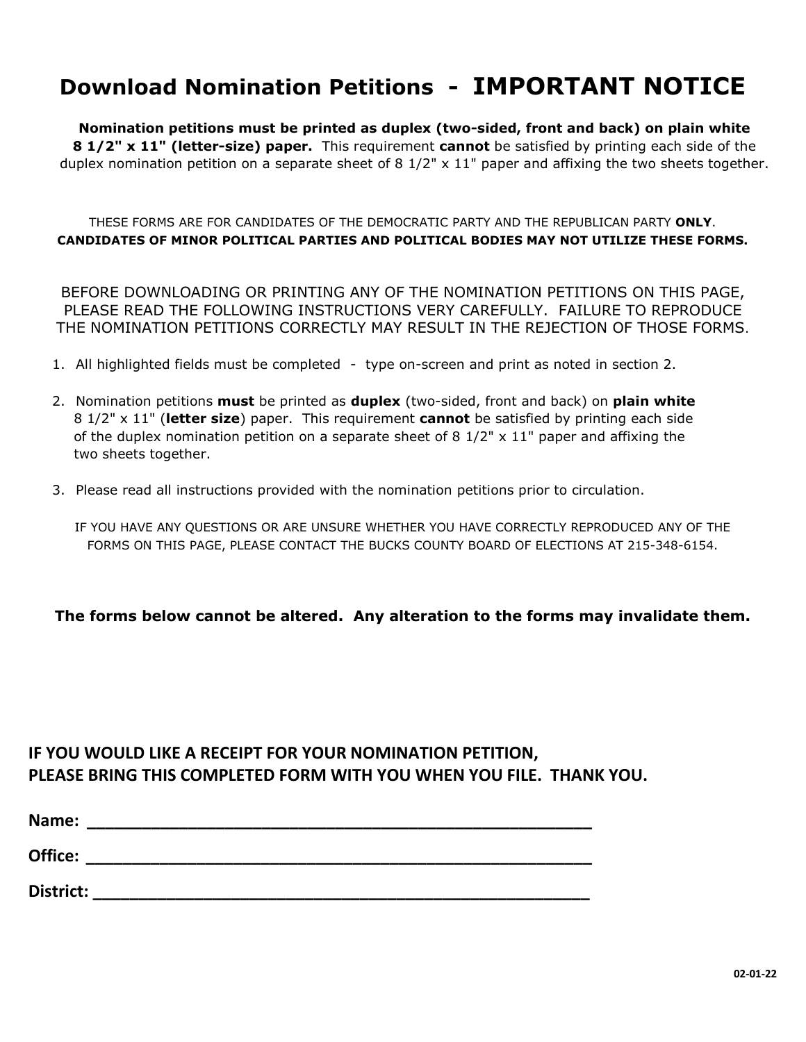# Download Nomination Petitions - IMPORTANT NOTICE

**Nomination petitions must be printed as duplex (two-sided, front and back) on plain white 8 1/2" x 11" (letter-size) paper.** This requirement **cannot** be satisfied by printing each side of the duplex nomination petition on a separate sheet of 8 1/2" x 11" paper and affixing the two sheets together.

THESE FORMS ARE FOR CANDIDATES OF THE DEMOCRATIC PARTY AND THE REPUBLICAN PARTY **ONLY**.
**CANDIDATES OF MINOR POLITICAL PARTIES AND POLITICAL BODIES MAY NOT UTILIZE THESE FORMS.**

BEFORE DOWNLOADING OR PRINTING ANY OF THE NOMINATION PETITIONS ON THIS PAGE, PLEASE READ THE FOLLOWING INSTRUCTIONS VERY CAREFULLY. FAILURE TO REPRODUCE THE NOMINATION PETITIONS CORRECTLY MAY RESULT IN THE REJECTION OF THOSE FORMS.

1. All highlighted fields must be completed - type on-screen and print as noted in section 2.
2. Nomination petitions **must** be printed as **duplex** (two-sided, front and back) on **plain white** 8 1/2" x 11" (**letter size**) paper. This requirement **cannot** be satisfied by printing each side of the duplex nomination petition on a separate sheet of 8 1/2" x 11" paper and affixing the two sheets together.
3. Please read all instructions provided with the nomination petitions prior to circulation.

IF YOU HAVE ANY QUESTIONS OR ARE UNSURE WHETHER YOU HAVE CORRECTLY REPRODUCED ANY OF THE FORMS ON THIS PAGE, PLEASE CONTACT THE BUCKS COUNTY BOARD OF ELECTIONS AT 215-348-6154.

**The forms below cannot be altered. Any alteration to the forms may invalidate them.**

**IF YOU WOULD LIKE A RECEIPT FOR YOUR NOMINATION PETITION, PLEASE BRING THIS COMPLETED FORM WITH YOU WHEN YOU FILE. THANK YOU.**

**Name:** ____________________________________________________

**Office:** ____________________________________________________

**District:** ___________________________________________________

02-01-22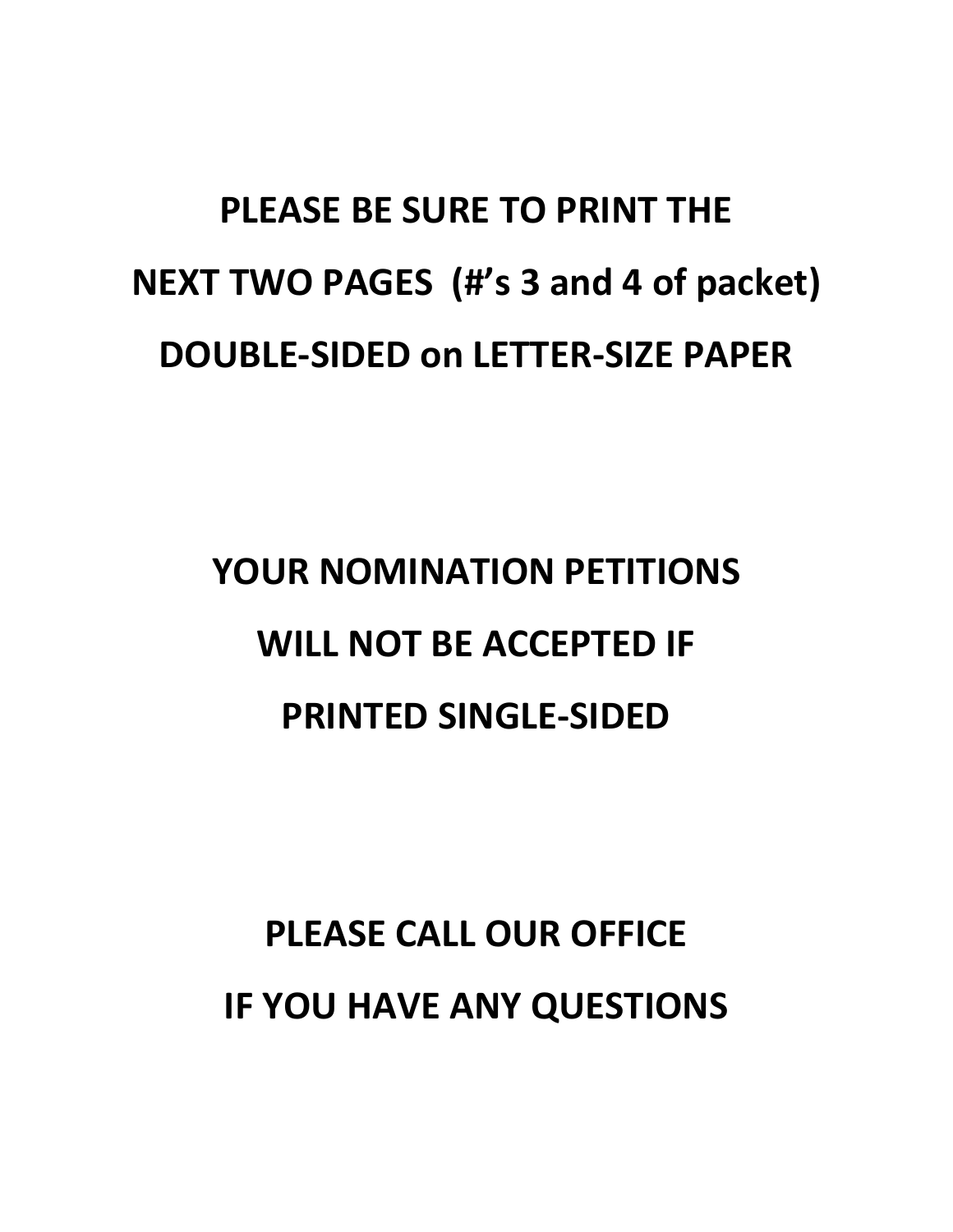**PLEASE BE SURE TO PRINT THE**

**NEXT TWO PAGES (#'s 3 and 4 of packet)**

**DOUBLE-SIDED on LETTER-SIZE PAPER**

**YOUR NOMINATION PETITIONS**

**WILL NOT BE ACCEPTED IF**

**PRINTED SINGLE-SIDED**

**PLEASE CALL OUR OFFICE**

**IF YOU HAVE ANY QUESTIONS**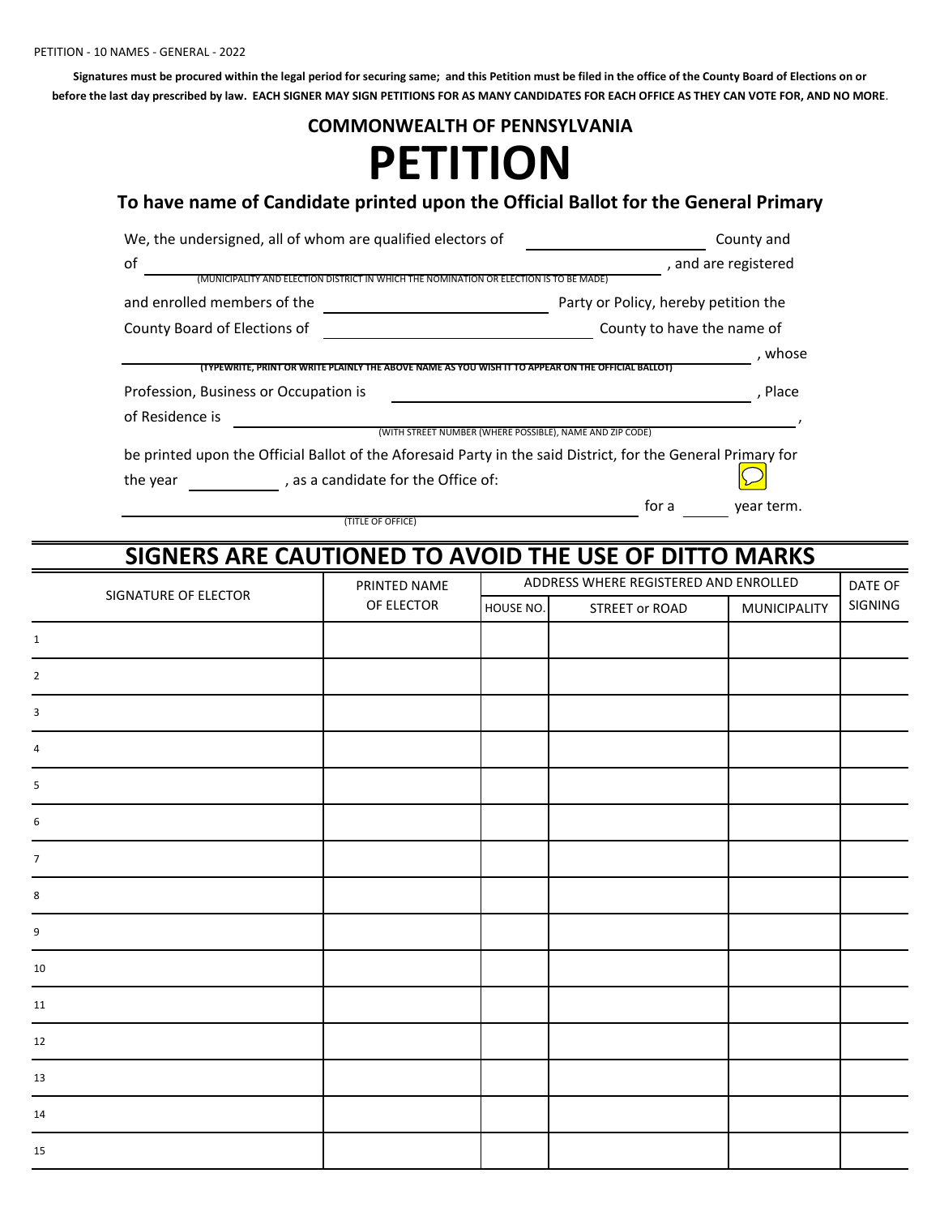PETITION - 10 NAMES - GENERAL - 2022

**Signatures must be procured within the legal period for securing same; and this Petition must be filed in the office of the County Board of Elections on or before the last day prescribed by law. EACH SIGNER MAY SIGN PETITIONS FOR AS MANY CANDIDATES FOR EACH OFFICE AS THEY CAN VOTE FOR, AND NO MORE.**

## COMMONWEALTH OF PENNSYLVANIA

# PETITION

### To have name of Candidate printed upon the Official Ballot for the General Primary

We, the undersigned, all of whom are qualified electors of ______________________ County and of ____________________________________________________________ , and are registered
(MUNICIPALITY AND ELECTION DISTRICT IN WHICH THE NOMINATION OR ELECTION IS TO BE MADE)

and enrolled members of the ____________________________ Party or Policy, hereby petition the County Board of Elections of ____________________________ County to have the name of

____________________________________________________________________________ , whose
(TYPEWRITE, PRINT OR WRITE PLAINLY THE ABOVE NAME AS YOU WISH IT TO APPEAR ON THE OFFICIAL BALLOT)

Profession, Business or Occupation is ____________________________________________ , Place of Residence is ____________________________________________________________ ,
(WITH STREET NUMBER (WHERE POSSIBLE), NAME AND ZIP CODE)

be printed upon the Official Ballot of the Aforesaid Party in the said District, for the General Primary for the year __________ , as a candidate for the Office of:

____________________________________________________________ for a ______ year term.
(TITLE OF OFFICE)

## SIGNERS ARE CAUTIONED TO AVOID THE USE OF DITTO MARKS

| SIGNATURE OF ELECTOR | PRINTED NAME OF ELECTOR | ADDRESS WHERE REGISTERED AND ENROLLED | | | DATE OF SIGNING |
|---|---|---|---|---|---|
| | | HOUSE NO. | STREET or ROAD | MUNICIPALITY | |
| 1 | | | | | |
| 2 | | | | | |
| 3 | | | | | |
| 4 | | | | | |
| 5 | | | | | |
| 6 | | | | | |
| 7 | | | | | |
| 8 | | | | | |
| 9 | | | | | |
| 10 | | | | | |
| 11 | | | | | |
| 12 | | | | | |
| 13 | | | | | |
| 14 | | | | | |
| 15 | | | | | |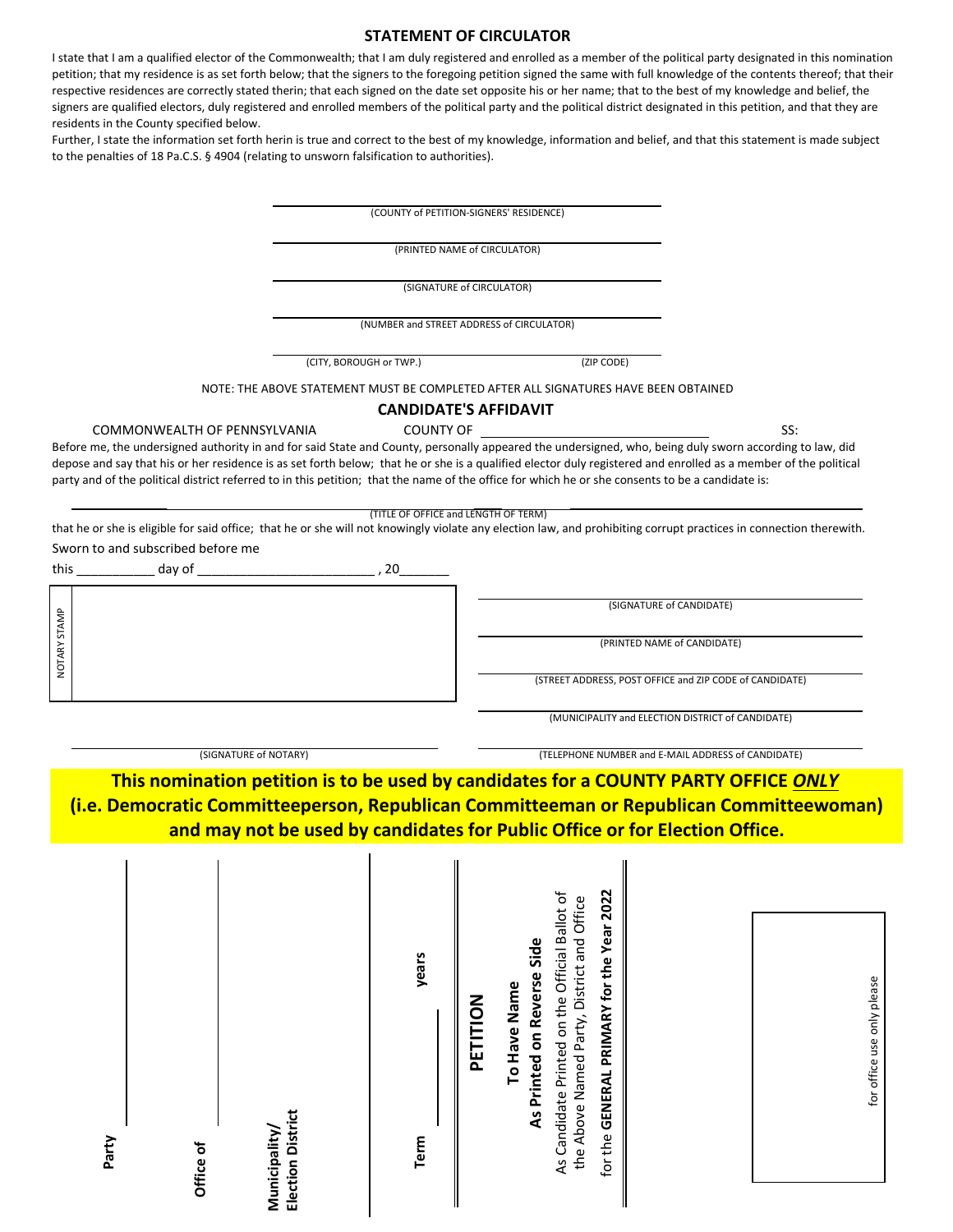## STATEMENT OF CIRCULATOR

I state that I am a qualified elector of the Commonwealth; that I am duly registered and enrolled as a member of the political party designated in this nomination petition; that my residence is as set forth below; that the signers to the foregoing petition signed the same with full knowledge of the contents thereof; that their respective residences are correctly stated therin; that each signed on the date set opposite his or her name; that to the best of my knowledge and belief, the signers are qualified electors, duly registered and enrolled members of the political party and the political district designated in this petition, and that they are residents in the County specified below.

Further, I state the information set forth herin is true and correct to the best of my knowledge, information and belief, and that this statement is made subject to the penalties of 18 Pa.C.S. § 4904 (relating to unsworn falsification to authorities).

(COUNTY of PETITION-SIGNERS' RESIDENCE)

(PRINTED NAME of CIRCULATOR)

(SIGNATURE of CIRCULATOR)

(NUMBER and STREET ADDRESS of CIRCULATOR)

(CITY, BOROUGH or TWP.) (ZIP CODE)

NOTE: THE ABOVE STATEMENT MUST BE COMPLETED AFTER ALL SIGNATURES HAVE BEEN OBTAINED

## CANDIDATE'S AFFIDAVIT

COMMONWEALTH OF PENNSYLVANIA COUNTY OF ________________________________ SS:

Before me, the undersigned authority in and for said State and County, personally appeared the undersigned, who, being duly sworn according to law, did depose and say that his or her residence is as set forth below; that he or she is a qualified elector duly registered and enrolled as a member of the political party and of the political district referred to in this petition; that the name of the office for which he or she consents to be a candidate is:

(TITLE OF OFFICE and LENGTH OF TERM)

that he or she is eligible for said office; that he or she will not knowingly violate any election law, and prohibiting corrupt practices in connection therewith.

Sworn to and subscribed before me

this ___________ day of _________________________ , 20_______

NOTARY STAMP

(SIGNATURE of NOTARY)

(SIGNATURE of CANDIDATE)

(PRINTED NAME of CANDIDATE)

(STREET ADDRESS, POST OFFICE and ZIP CODE of CANDIDATE)

(MUNICIPALITY and ELECTION DISTRICT of CANDIDATE)

(TELEPHONE NUMBER and E-MAIL ADDRESS of CANDIDATE)

**This nomination petition is to be used by candidates for a COUNTY PARTY OFFICE *ONLY* (i.e. Democratic Committeeperson, Republican Committeeman or Republican Committeewoman) and may not be used by candidates for Public Office or for Election Office.**

**Party**

**Office of**

**Municipality/ Election District**

**Term** ________ **years**

**PETITION**

**To Have Name As Printed on Reverse Side**

As Candidate Printed on the Official Ballot of the Above Named Party, District and Office for the **GENERAL PRIMARY for the Year 2022**

for office use only please